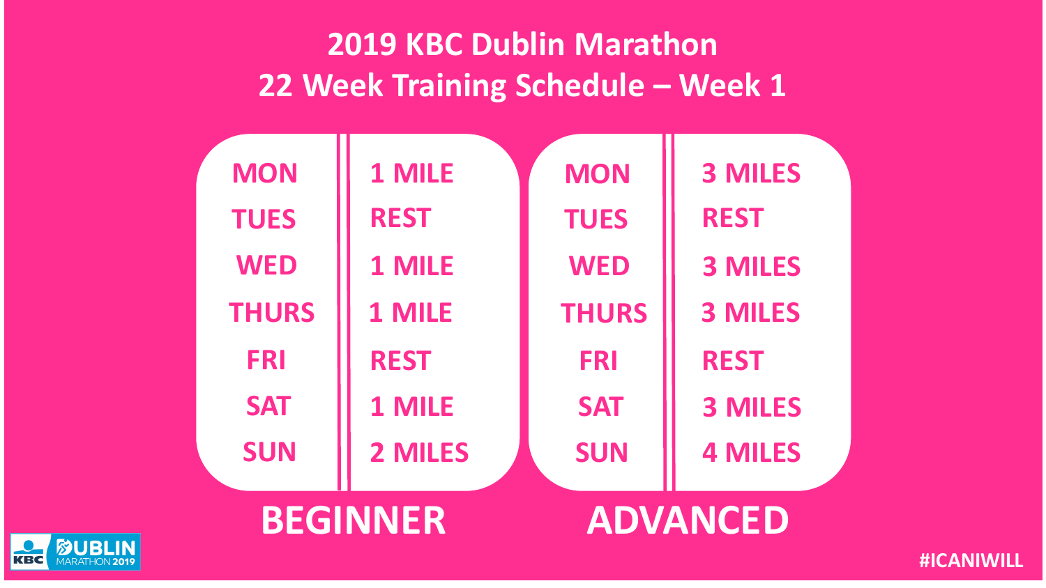# 2019 KBC Dublin Marathon
## 22 Week Training Schedule – Week 1

**BEGINNER**

| Day | Distance |
|---|---|
| MON | 1 MILE |
| TUES | REST |
| WED | 1 MILE |
| THURS | 1 MILE |
| FRI | REST |
| SAT | 1 MILE |
| SUN | 2 MILES |

**ADVANCED**

| Day | Distance |
|---|---|
| MON | 3 MILES |
| TUES | REST |
| WED | 3 MILES |
| THURS | 3 MILES |
| FRI | REST |
| SAT | 3 MILES |
| SUN | 4 MILES |

KBC DUBLIN MARATHON 2019

#ICANIWILL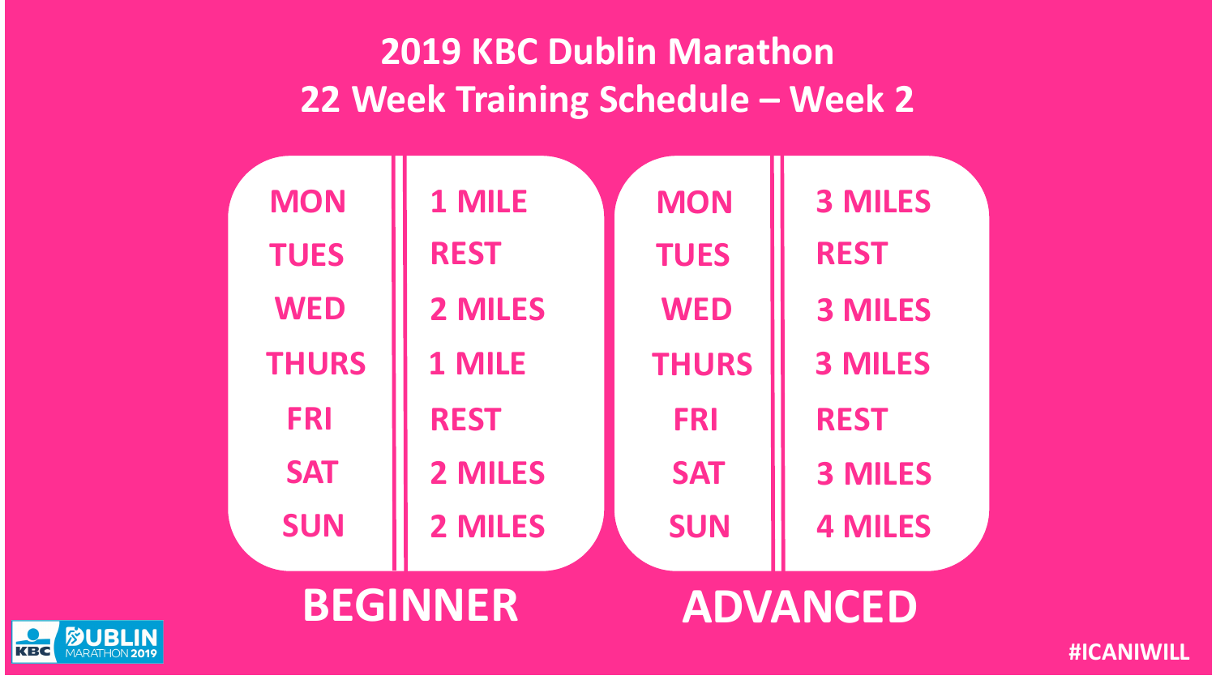# 2019 KBC Dublin Marathon
## 22 Week Training Schedule – Week 2

**BEGINNER**

| Day | Distance |
|---|---|
| MON | 1 MILE |
| TUES | REST |
| WED | 2 MILES |
| THURS | 1 MILE |
| FRI | REST |
| SAT | 2 MILES |
| SUN | 2 MILES |

**ADVANCED**

| Day | Distance |
|---|---|
| MON | 3 MILES |
| TUES | REST |
| WED | 3 MILES |
| THURS | 3 MILES |
| FRI | REST |
| SAT | 3 MILES |
| SUN | 4 MILES |

KBC DUBLIN MARATHON 2019

#ICANIWILL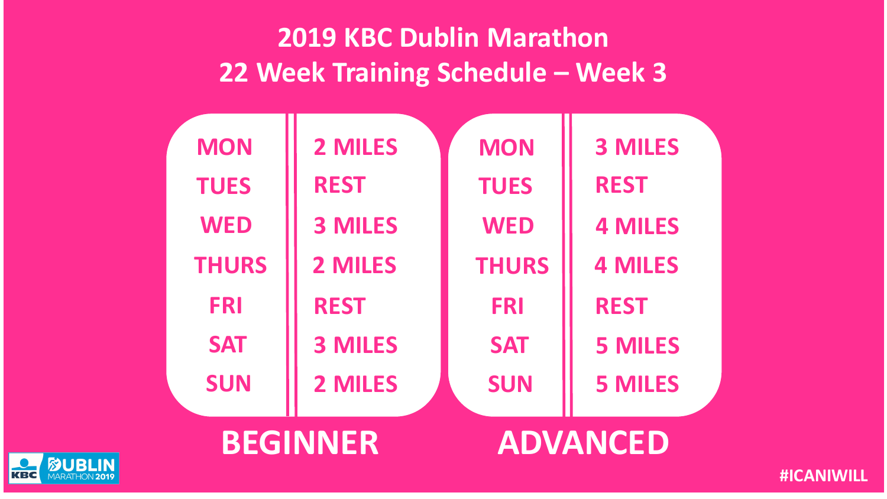# 2019 KBC Dublin Marathon
## 22 Week Training Schedule – Week 3

**BEGINNER**

| Day | Distance |
| --- | --- |
| MON | 2 MILES |
| TUES | REST |
| WED | 3 MILES |
| THURS | 2 MILES |
| FRI | REST |
| SAT | 3 MILES |
| SUN | 2 MILES |

**ADVANCED**

| Day | Distance |
| --- | --- |
| MON | 3 MILES |
| TUES | REST |
| WED | 4 MILES |
| THURS | 4 MILES |
| FRI | REST |
| SAT | 5 MILES |
| SUN | 5 MILES |

KBC DUBLIN MARATHON 2019

#ICANIWILL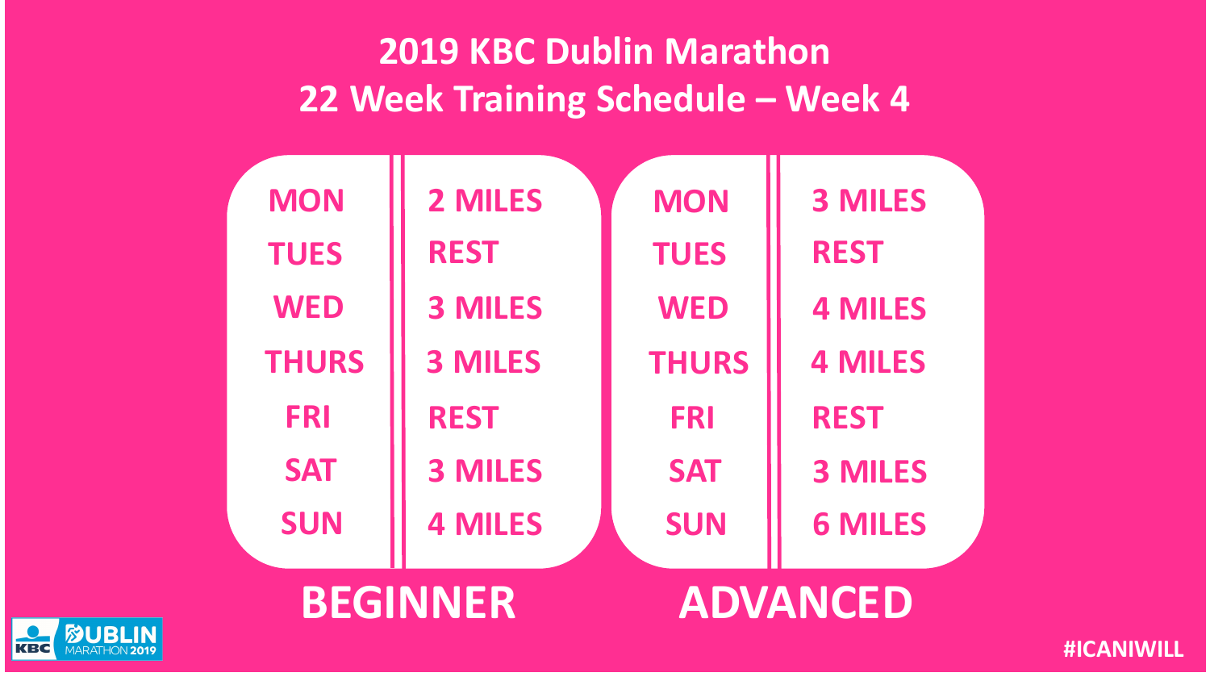# 2019 KBC Dublin Marathon
## 22 Week Training Schedule – Week 4

### BEGINNER

| Day | Distance |
| --- | --- |
| MON | 2 MILES |
| TUES | REST |
| WED | 3 MILES |
| THURS | 3 MILES |
| FRI | REST |
| SAT | 3 MILES |
| SUN | 4 MILES |

### ADVANCED

| Day | Distance |
| --- | --- |
| MON | 3 MILES |
| TUES | REST |
| WED | 4 MILES |
| THURS | 4 MILES |
| FRI | REST |
| SAT | 3 MILES |
| SUN | 6 MILES |

KBC DUBLIN MARATHON 2019

#ICANIWILL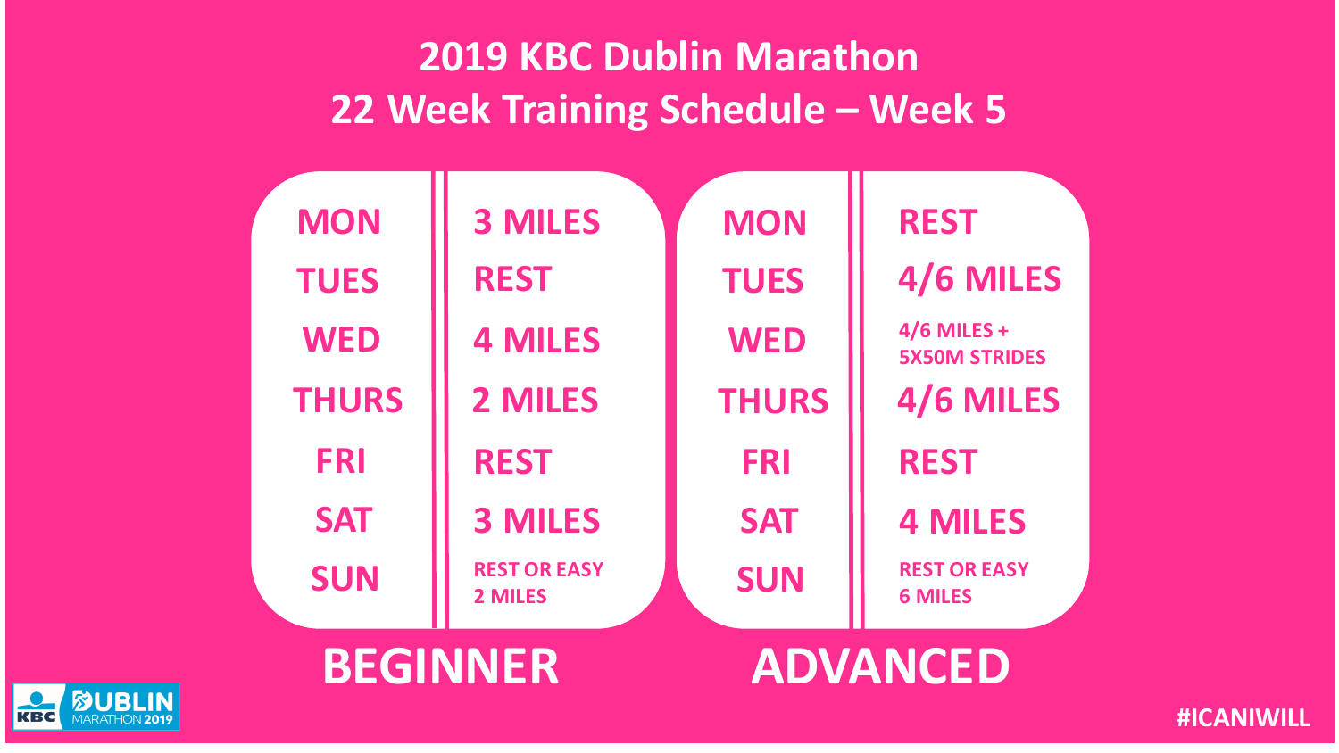# 2019 KBC Dublin Marathon
# 22 Week Training Schedule – Week 5

## BEGINNER

| Day | Training |
| --- | --- |
| MON | 3 MILES |
| TUES | REST |
| WED | 4 MILES |
| THURS | 2 MILES |
| FRI | REST |
| SAT | 3 MILES |
| SUN | REST OR EASY 2 MILES |

## ADVANCED

| Day | Training |
| --- | --- |
| MON | REST |
| TUES | 4/6 MILES |
| WED | 4/6 MILES + 5X50M STRIDES |
| THURS | 4/6 MILES |
| FRI | REST |
| SAT | 4 MILES |
| SUN | REST OR EASY 6 MILES |

KBC DUBLIN MARATHON 2019

#ICANIWILL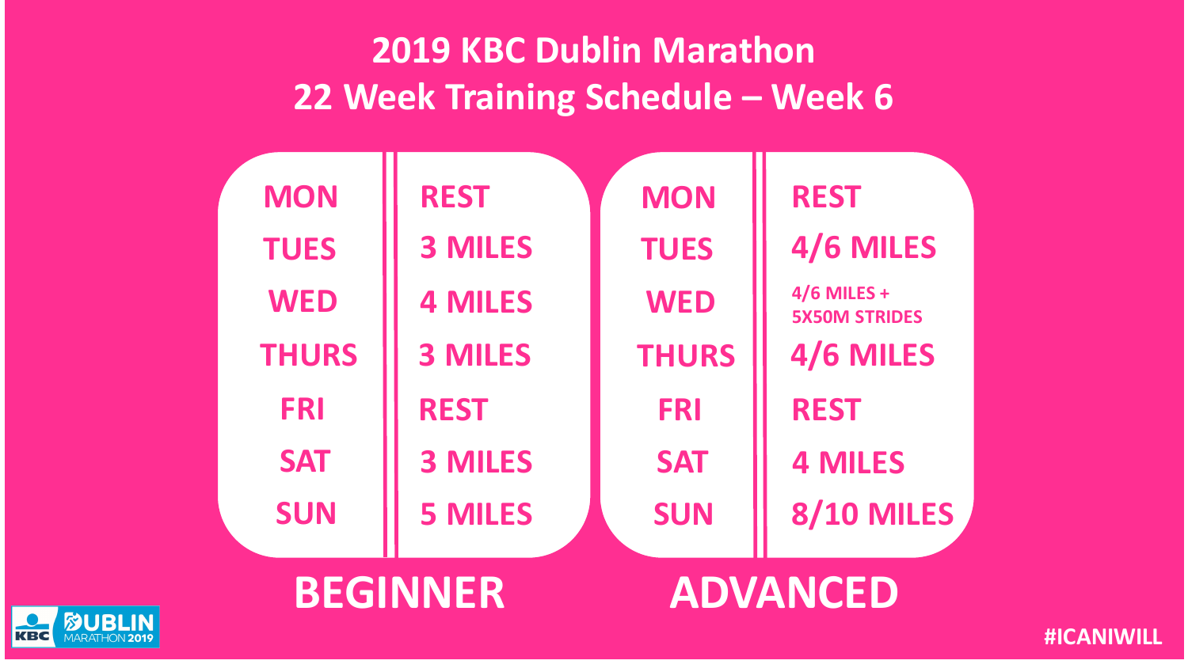# 2019 KBC Dublin Marathon
# 22 Week Training Schedule – Week 6

## BEGINNER

| | |
|---|---|
| MON | REST |
| TUES | 3 MILES |
| WED | 4 MILES |
| THURS | 3 MILES |
| FRI | REST |
| SAT | 3 MILES |
| SUN | 5 MILES |

## ADVANCED

| | |
|---|---|
| MON | REST |
| TUES | 4/6 MILES |
| WED | 4/6 MILES + 5X50M STRIDES |
| THURS | 4/6 MILES |
| FRI | REST |
| SAT | 4 MILES |
| SUN | 8/10 MILES |

KBC DUBLIN MARATHON 2019

#ICANIWILL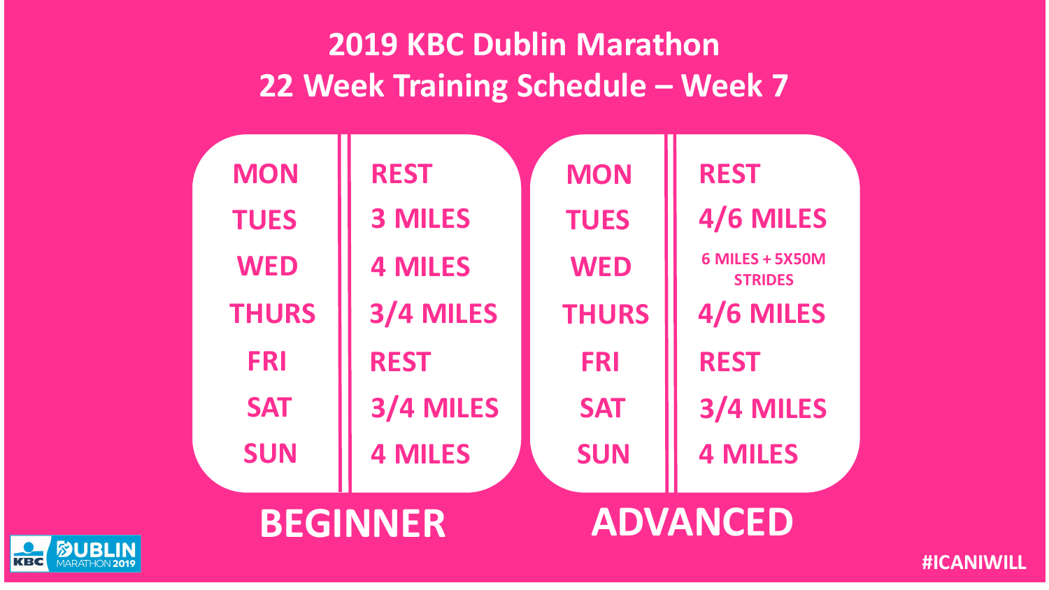# 2019 KBC Dublin Marathon

## 22 Week Training Schedule – Week 7

### BEGINNER

| Day | Training |
| --- | --- |
| MON | REST |
| TUES | 3 MILES |
| WED | 4 MILES |
| THURS | 3/4 MILES |
| FRI | REST |
| SAT | 3/4 MILES |
| SUN | 4 MILES |

### ADVANCED

| Day | Training |
| --- | --- |
| MON | REST |
| TUES | 4/6 MILES |
| WED | 6 MILES + 5X50M STRIDES |
| THURS | 4/6 MILES |
| FRI | REST |
| SAT | 3/4 MILES |
| SUN | 4 MILES |

KBC DUBLIN MARATHON 2019

#ICANIWILL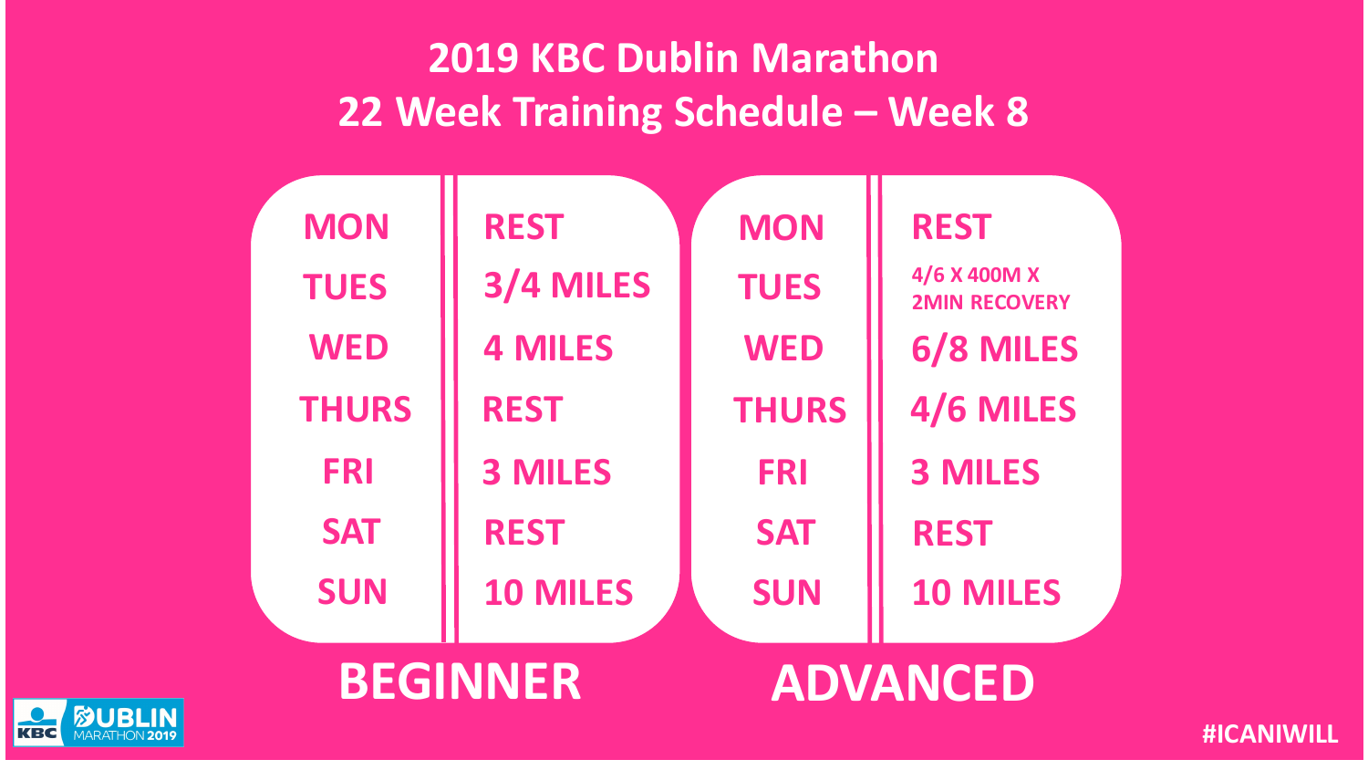# 2019 KBC Dublin Marathon
## 22 Week Training Schedule – Week 8

### BEGINNER

| Day | Session |
| --- | --- |
| MON | REST |
| TUES | 3/4 MILES |
| WED | 4 MILES |
| THURS | REST |
| FRI | 3 MILES |
| SAT | REST |
| SUN | 10 MILES |

### ADVANCED

| Day | Session |
| --- | --- |
| MON | REST |
| TUES | 4/6 X 400M X 2MIN RECOVERY |
| WED | 6/8 MILES |
| THURS | 4/6 MILES |
| FRI | 3 MILES |
| SAT | REST |
| SUN | 10 MILES |

KBC DUBLIN MARATHON 2019

#ICANIWILL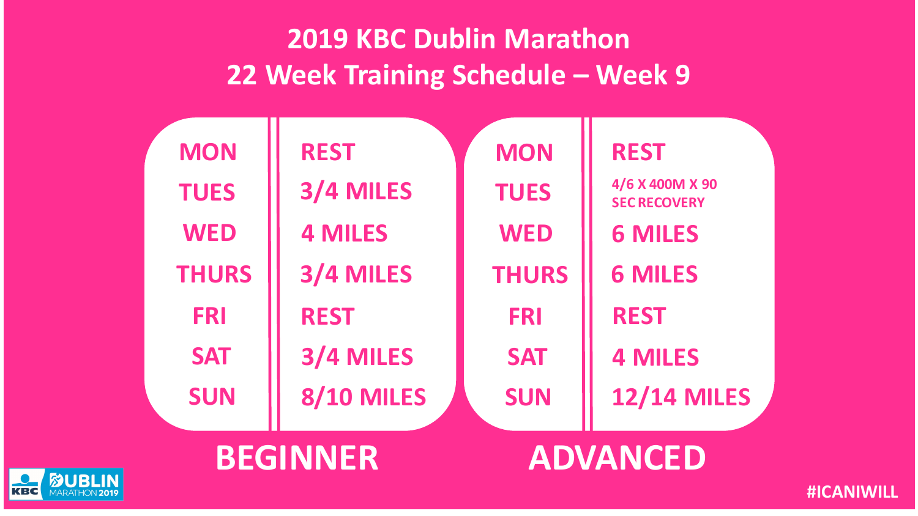# 2019 KBC Dublin Marathon
## 22 Week Training Schedule – Week 9

### BEGINNER

| Day | Training |
| --- | --- |
| MON | REST |
| TUES | 3/4 MILES |
| WED | 4 MILES |
| THURS | 3/4 MILES |
| FRI | REST |
| SAT | 3/4 MILES |
| SUN | 8/10 MILES |

### ADVANCED

| Day | Training |
| --- | --- |
| MON | REST |
| TUES | 4/6 X 400M X 90 SEC RECOVERY |
| WED | 6 MILES |
| THURS | 6 MILES |
| FRI | REST |
| SAT | 4 MILES |
| SUN | 12/14 MILES |

KBC DUBLIN MARATHON 2019

#ICANIWILL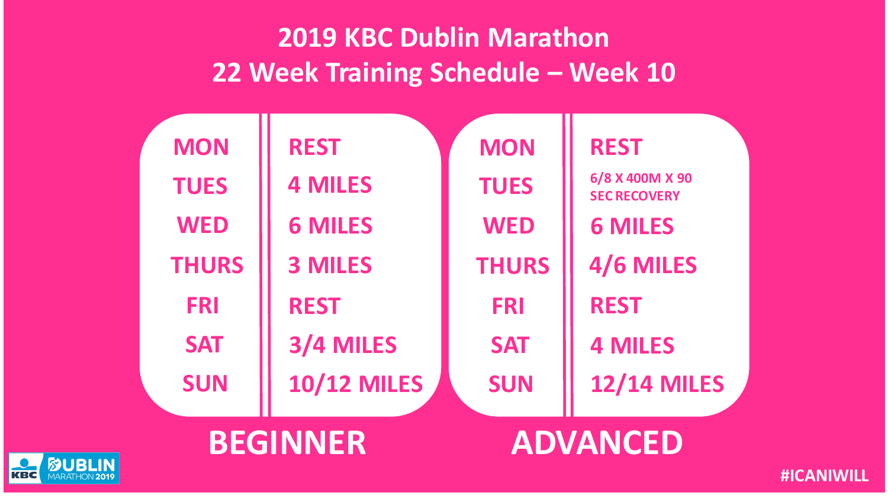# 2019 KBC Dublin Marathon

## 22 Week Training Schedule – Week 10

### BEGINNER

| Day | Training |
|---|---|
| MON | REST |
| TUES | 4 MILES |
| WED | 6 MILES |
| THURS | 3 MILES |
| FRI | REST |
| SAT | 3/4 MILES |
| SUN | 10/12 MILES |

### ADVANCED

| Day | Training |
|---|---|
| MON | REST |
| TUES | 6/8 X 400M X 90 SEC RECOVERY |
| WED | 6 MILES |
| THURS | 4/6 MILES |
| FRI | REST |
| SAT | 4 MILES |
| SUN | 12/14 MILES |

KBC DUBLIN MARATHON 2019

#ICANIWILL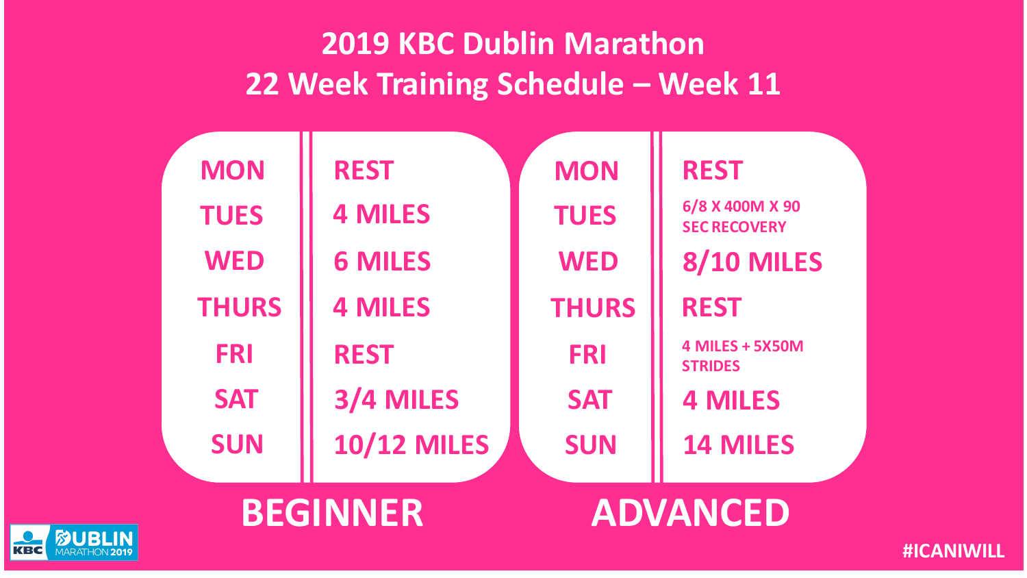# 2019 KBC Dublin Marathon
## 22 Week Training Schedule – Week 11

### BEGINNER

| Day | Session |
| --- | --- |
| MON | REST |
| TUES | 4 MILES |
| WED | 6 MILES |
| THURS | 4 MILES |
| FRI | REST |
| SAT | 3/4 MILES |
| SUN | 10/12 MILES |

### ADVANCED

| Day | Session |
| --- | --- |
| MON | REST |
| TUES | 6/8 X 400M X 90 SEC RECOVERY |
| WED | 8/10 MILES |
| THURS | REST |
| FRI | 4 MILES + 5X50M STRIDES |
| SAT | 4 MILES |
| SUN | 14 MILES |

KBC DUBLIN MARATHON 2019

#ICANIWILL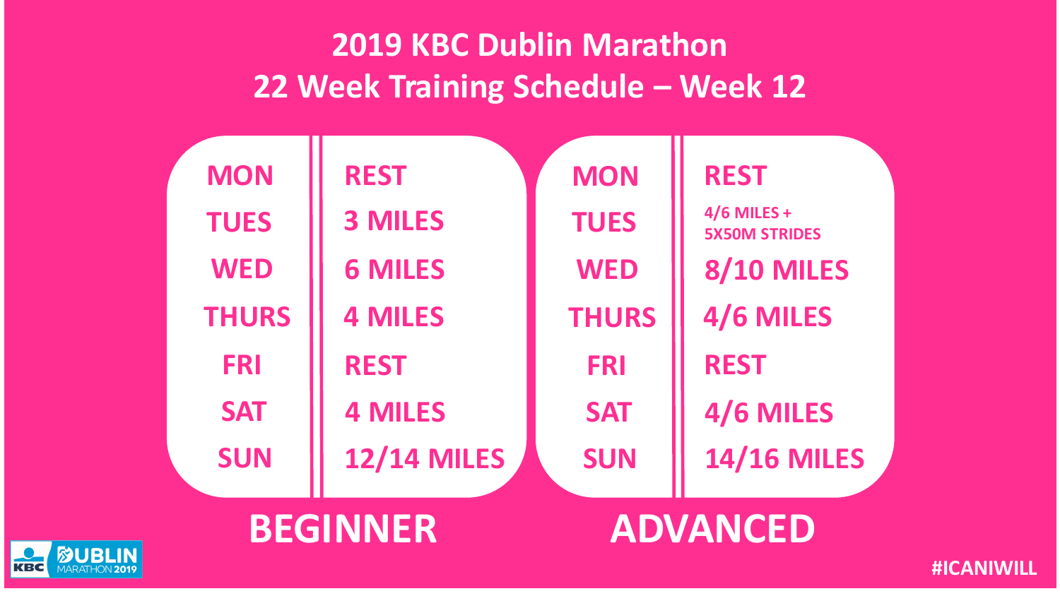# 2019 KBC Dublin Marathon
## 22 Week Training Schedule – Week 12

### BEGINNER

| Day | Training |
|---|---|
| MON | REST |
| TUES | 3 MILES |
| WED | 6 MILES |
| THURS | 4 MILES |
| FRI | REST |
| SAT | 4 MILES |
| SUN | 12/14 MILES |

### ADVANCED

| Day | Training |
|---|---|
| MON | REST |
| TUES | 4/6 MILES + 5X50M STRIDES |
| WED | 8/10 MILES |
| THURS | 4/6 MILES |
| FRI | REST |
| SAT | 4/6 MILES |
| SUN | 14/16 MILES |

KBC DUBLIN MARATHON 2019

#ICANIWILL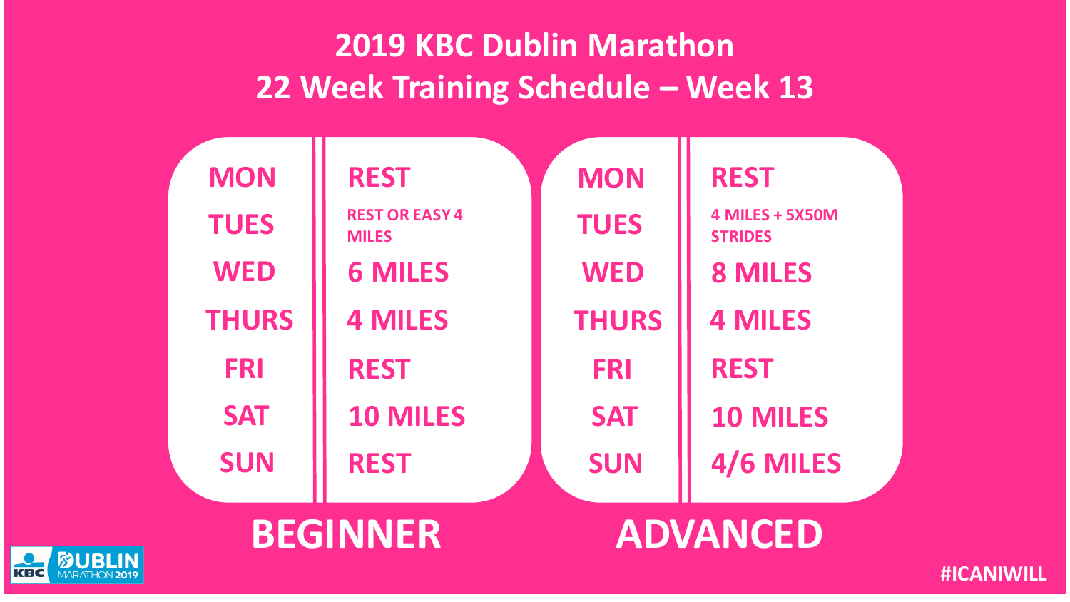# 2019 KBC Dublin Marathon

## 22 Week Training Schedule – Week 13

### BEGINNER

| Day | Training |
| --- | --- |
| MON | REST |
| TUES | REST OR EASY 4 MILES |
| WED | 6 MILES |
| THURS | 4 MILES |
| FRI | REST |
| SAT | 10 MILES |
| SUN | REST |

### ADVANCED

| Day | Training |
| --- | --- |
| MON | REST |
| TUES | 4 MILES + 5X50M STRIDES |
| WED | 8 MILES |
| THURS | 4 MILES |
| FRI | REST |
| SAT | 10 MILES |
| SUN | 4/6 MILES |

KBC DUBLIN MARATHON 2019

#ICANIWILL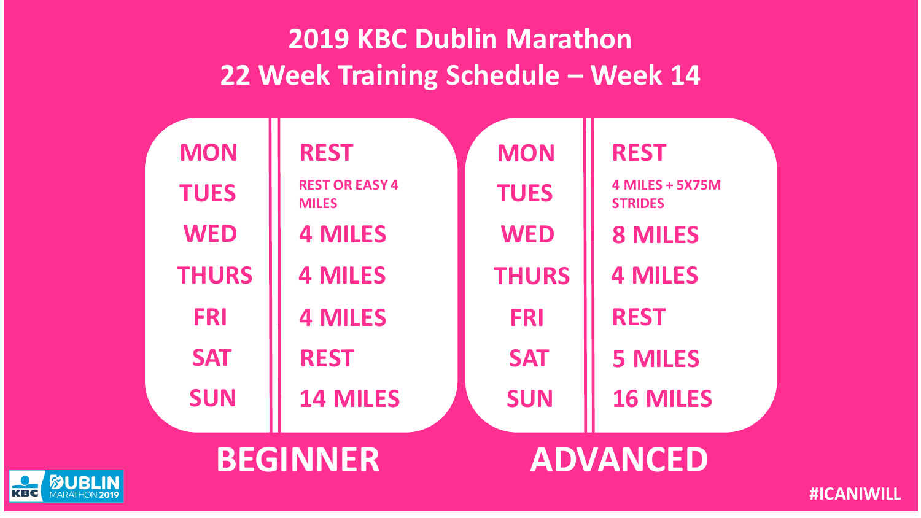# 2019 KBC Dublin Marathon
## 22 Week Training Schedule – Week 14

### BEGINNER

| Day | Training |
| --- | --- |
| MON | REST |
| TUES | REST OR EASY 4 MILES |
| WED | 4 MILES |
| THURS | 4 MILES |
| FRI | 4 MILES |
| SAT | REST |
| SUN | 14 MILES |

### ADVANCED

| Day | Training |
| --- | --- |
| MON | REST |
| TUES | 4 MILES + 5X75M STRIDES |
| WED | 8 MILES |
| THURS | 4 MILES |
| FRI | REST |
| SAT | 5 MILES |
| SUN | 16 MILES |

KBC DUBLIN MARATHON 2019

#ICANIWILL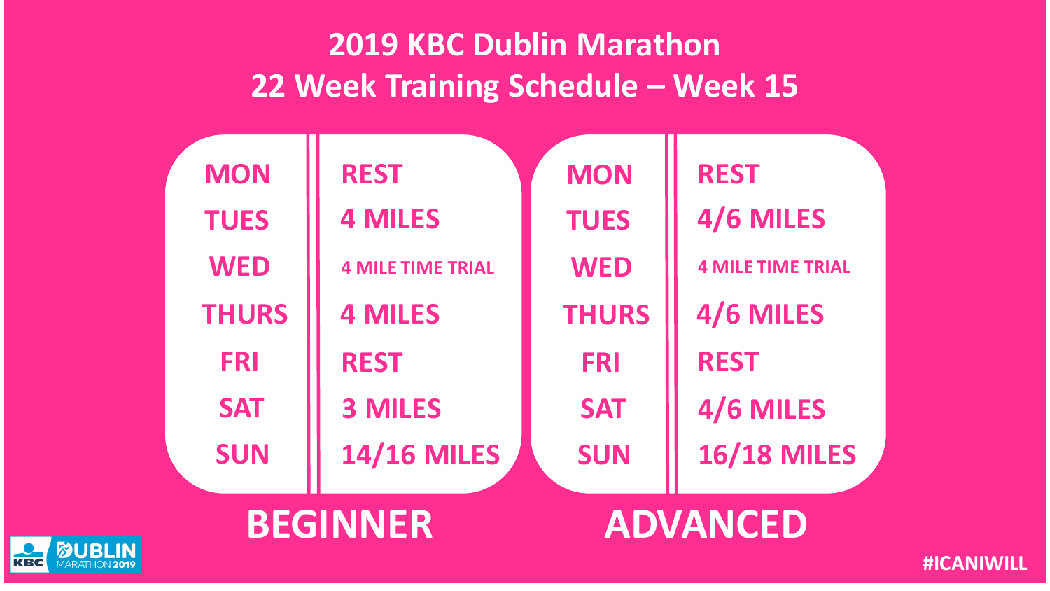# 2019 KBC Dublin Marathon
## 22 Week Training Schedule – Week 15

### BEGINNER

| Day | Session |
|---|---|
| MON | REST |
| TUES | 4 MILES |
| WED | 4 MILE TIME TRIAL |
| THURS | 4 MILES |
| FRI | REST |
| SAT | 3 MILES |
| SUN | 14/16 MILES |

### ADVANCED

| Day | Session |
|---|---|
| MON | REST |
| TUES | 4/6 MILES |
| WED | 4 MILE TIME TRIAL |
| THURS | 4/6 MILES |
| FRI | REST |
| SAT | 4/6 MILES |
| SUN | 16/18 MILES |

KBC DUBLIN MARATHON 2019

#ICANIWILL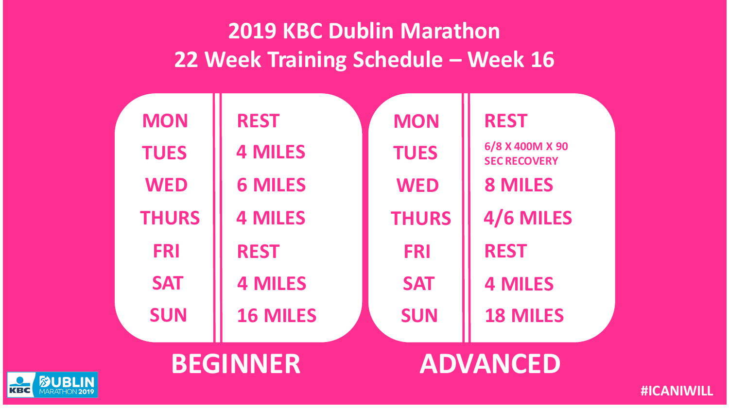# 2019 KBC Dublin Marathon

## 22 Week Training Schedule – Week 16

### BEGINNER

| Day | Session |
| --- | --- |
| MON | REST |
| TUES | 4 MILES |
| WED | 6 MILES |
| THURS | 4 MILES |
| FRI | REST |
| SAT | 4 MILES |
| SUN | 16 MILES |

### ADVANCED

| Day | Session |
| --- | --- |
| MON | REST |
| TUES | 6/8 X 400M X 90 SEC RECOVERY |
| WED | 8 MILES |
| THURS | 4/6 MILES |
| FRI | REST |
| SAT | 4 MILES |
| SUN | 18 MILES |

KBC DUBLIN MARATHON 2019

#ICANIWILL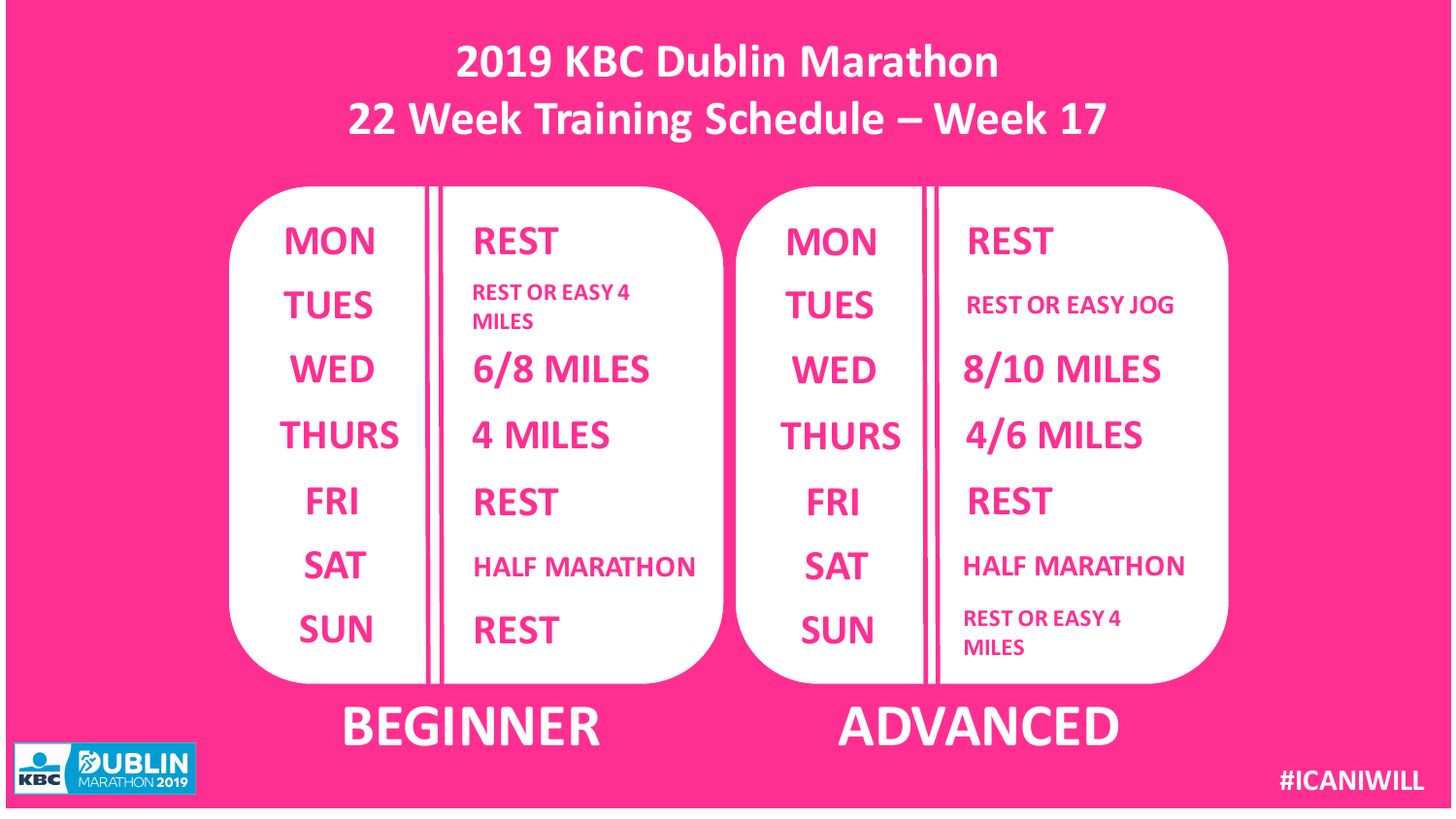# 2019 KBC Dublin Marathon
## 22 Week Training Schedule – Week 17

### BEGINNER

| Day | Training |
|---|---|
| MON | REST |
| TUES | REST OR EASY 4 MILES |
| WED | 6/8 MILES |
| THURS | 4 MILES |
| FRI | REST |
| SAT | HALF MARATHON |
| SUN | REST |

### ADVANCED

| Day | Training |
|---|---|
| MON | REST |
| TUES | REST OR EASY JOG |
| WED | 8/10 MILES |
| THURS | 4/6 MILES |
| FRI | REST |
| SAT | HALF MARATHON |
| SUN | REST OR EASY 4 MILES |

KBC DUBLIN MARATHON 2019

#ICANIWILL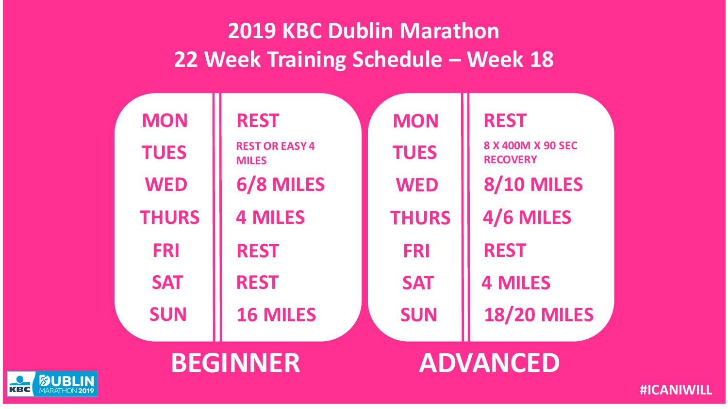# 2019 KBC Dublin Marathon
## 22 Week Training Schedule – Week 18

### BEGINNER

| Day | Session |
|---|---|
| MON | REST |
| TUES | REST OR EASY 4 MILES |
| WED | 6/8 MILES |
| THURS | 4 MILES |
| FRI | REST |
| SAT | REST |
| SUN | 16 MILES |

### ADVANCED

| Day | Session |
|---|---|
| MON | REST |
| TUES | 8 X 400M X 90 SEC RECOVERY |
| WED | 8/10 MILES |
| THURS | 4/6 MILES |
| FRI | REST |
| SAT | 4 MILES |
| SUN | 18/20 MILES |

KBC DUBLIN MARATHON 2019

#ICANIWILL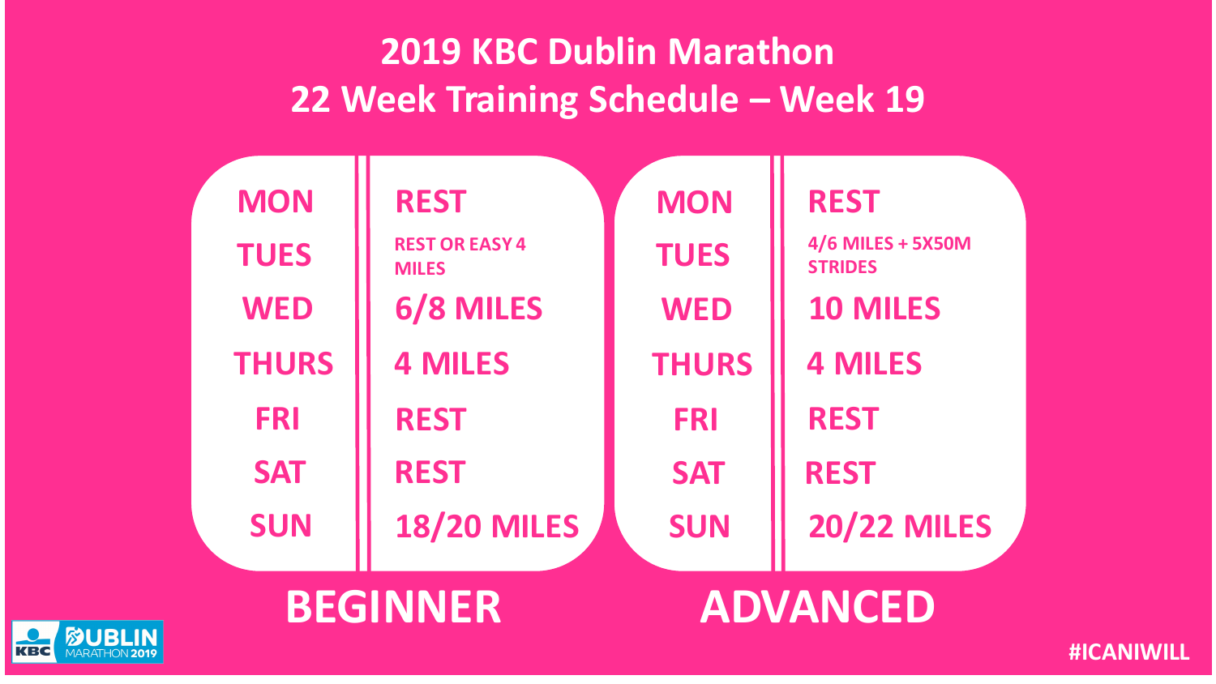# 2019 KBC Dublin Marathon
## 22 Week Training Schedule – Week 19

### BEGINNER

| Day | Training |
|---|---|
| MON | REST |
| TUES | REST OR EASY 4 MILES |
| WED | 6/8 MILES |
| THURS | 4 MILES |
| FRI | REST |
| SAT | REST |
| SUN | 18/20 MILES |

### ADVANCED

| Day | Training |
|---|---|
| MON | REST |
| TUES | 4/6 MILES + 5X50M STRIDES |
| WED | 10 MILES |
| THURS | 4 MILES |
| FRI | REST |
| SAT | REST |
| SUN | 20/22 MILES |

KBC DUBLIN MARATHON 2019

#ICANIWILL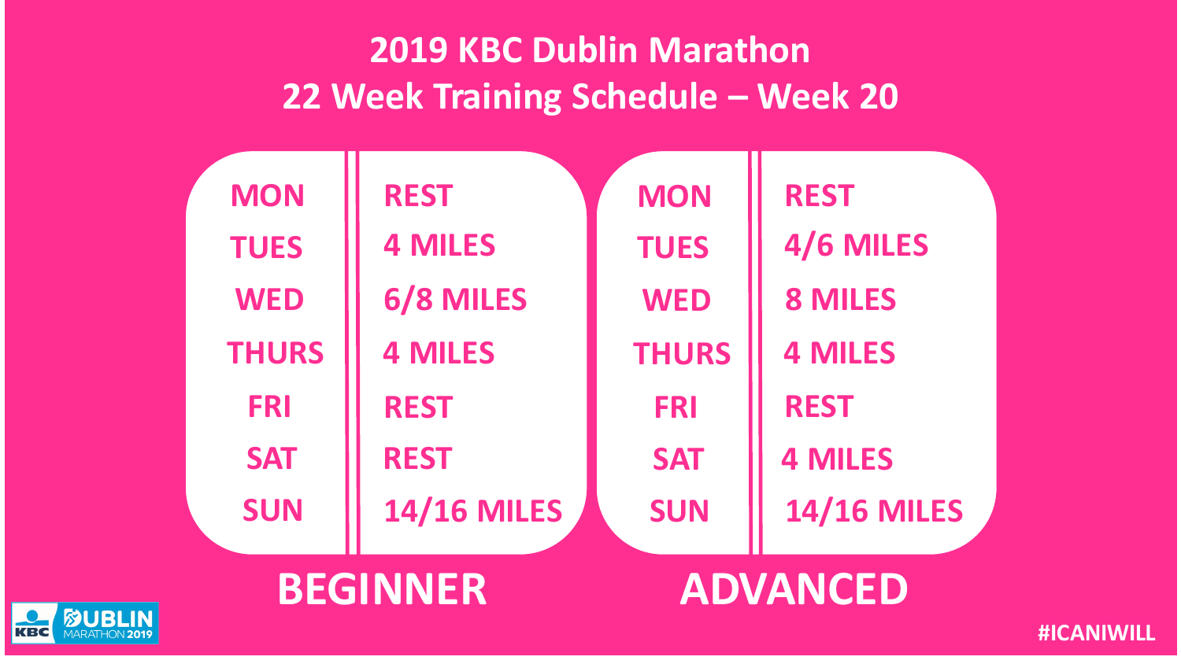# 2019 KBC Dublin Marathon
## 22 Week Training Schedule – Week 20

### BEGINNER

| | |
|---|---|
| MON | REST |
| TUES | 4 MILES |
| WED | 6/8 MILES |
| THURS | 4 MILES |
| FRI | REST |
| SAT | REST |
| SUN | 14/16 MILES |

### ADVANCED

| | |
|---|---|
| MON | REST |
| TUES | 4/6 MILES |
| WED | 8 MILES |
| THURS | 4 MILES |
| FRI | REST |
| SAT | 4 MILES |
| SUN | 14/16 MILES |

KBC DUBLIN MARATHON 2019

#ICANIWILL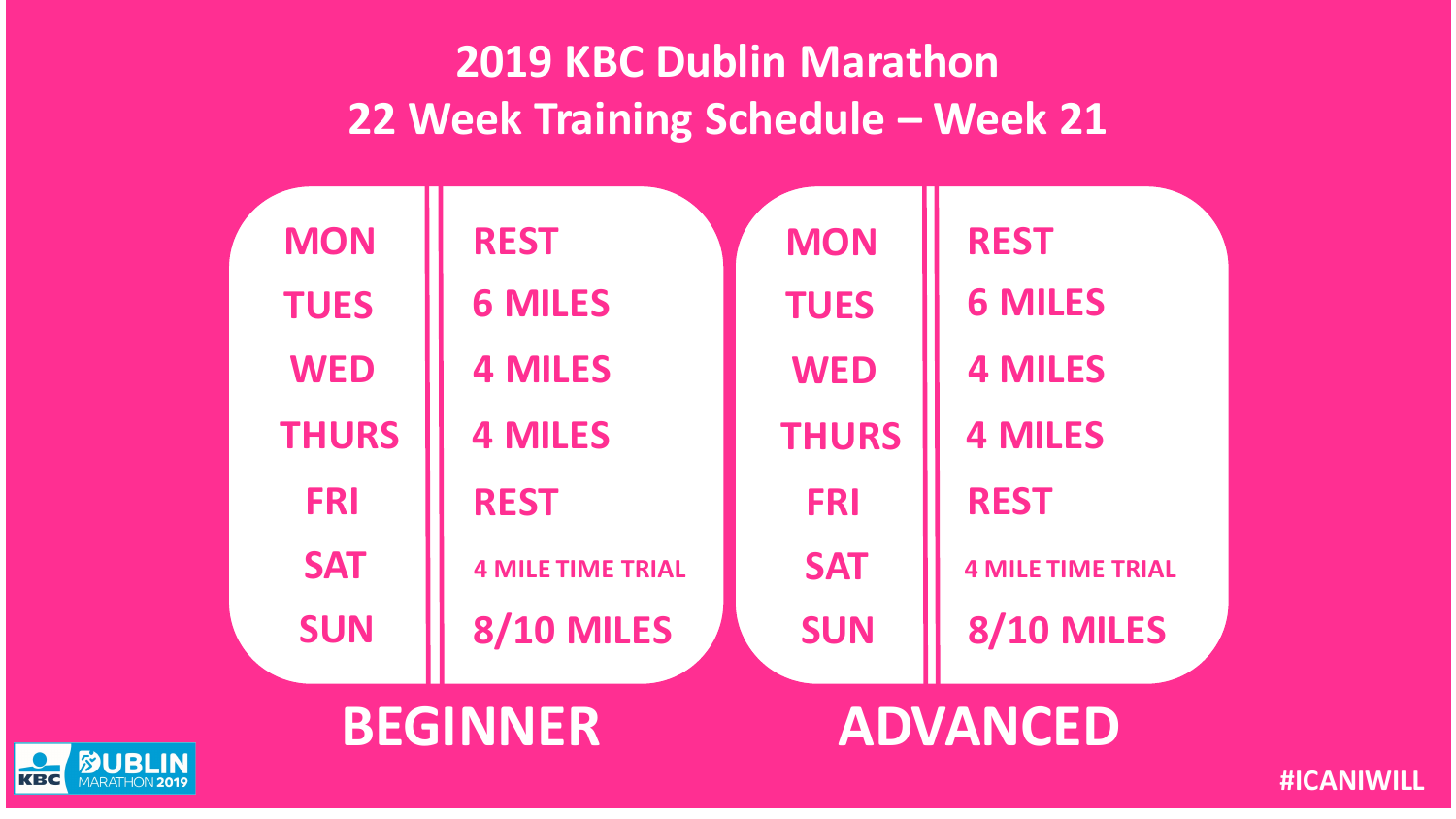# 2019 KBC Dublin Marathon
## 22 Week Training Schedule – Week 21

### BEGINNER

| Day | Training |
| --- | --- |
| MON | REST |
| TUES | 6 MILES |
| WED | 4 MILES |
| THURS | 4 MILES |
| FRI | REST |
| SAT | 4 MILE TIME TRIAL |
| SUN | 8/10 MILES |

### ADVANCED

| Day | Training |
| --- | --- |
| MON | REST |
| TUES | 6 MILES |
| WED | 4 MILES |
| THURS | 4 MILES |
| FRI | REST |
| SAT | 4 MILE TIME TRIAL |
| SUN | 8/10 MILES |

KBC DUBLIN MARATHON 2019

#ICANIWILL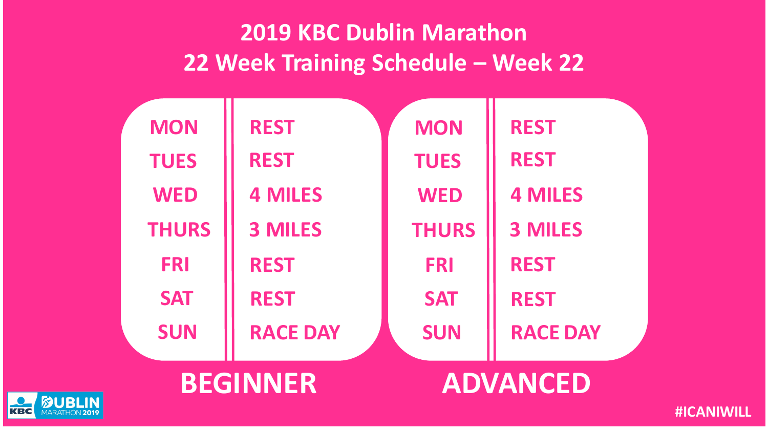# 2019 KBC Dublin Marathon
# 22 Week Training Schedule – Week 22

## BEGINNER

| | |
|---|---|
| MON | REST |
| TUES | REST |
| WED | 4 MILES |
| THURS | 3 MILES |
| FRI | REST |
| SAT | REST |
| SUN | RACE DAY |

## ADVANCED

| | |
|---|---|
| MON | REST |
| TUES | REST |
| WED | 4 MILES |
| THURS | 3 MILES |
| FRI | REST |
| SAT | REST |
| SUN | RACE DAY |

KBC DUBLIN MARATHON 2019

#ICANIWILL